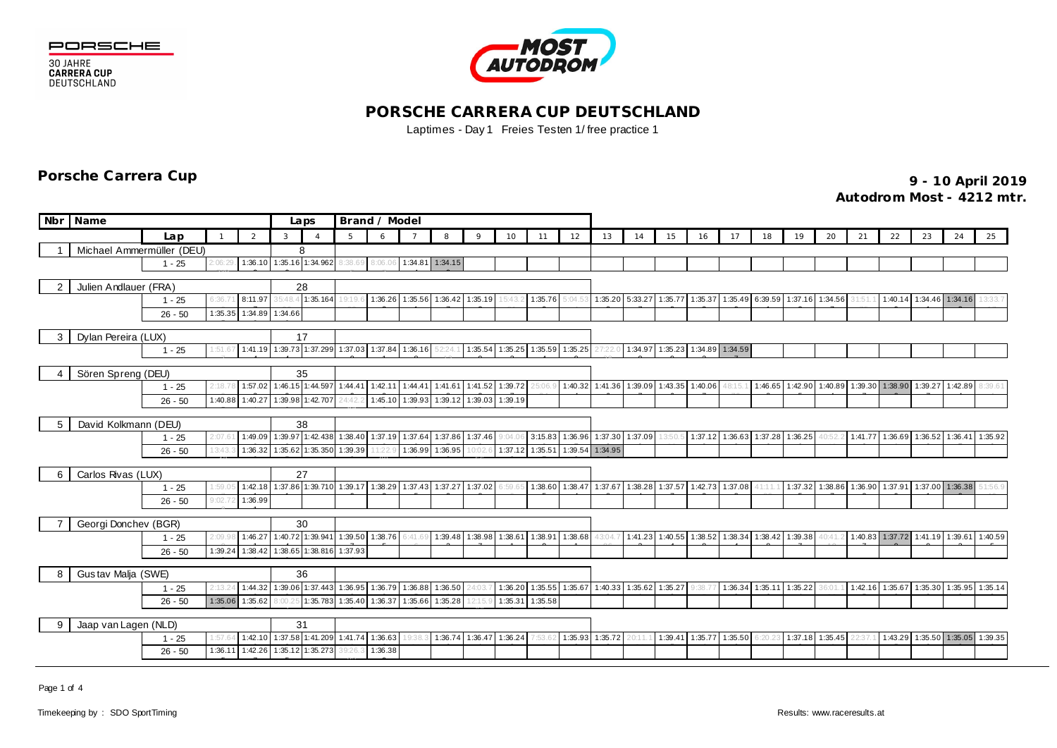# PORSCHE CARRERA CUP DEUTSCHLAND

Laptimes - Day 1 Freies Testen 1/ free practice 1

## Porsche Carrera Cup

**9 - 10 April 2019**
**Autodrom Most - 4212 mtr.**

| Nbr | Name | Laps | Lap | 1 | 2 | 3 | 4 | 5 | 6 | 7 | 8 | 9 | 10 | 11 | 12 | 13 | 14 | 15 | 16 | 17 | 18 | 19 | 20 | 21 | 22 | 23 | 24 | 25 |
|---|---|---|---|---|---|---|---|---|---|---|---|---|---|---|---|---|---|---|---|---|---|---|---|---|---|---|---|---|
| 1 | Michael Ammermüller (DEU) | 8 | 1 - 25 | 2:06.29 | 1:36.10 | 1:35.16 | 1:34.962 | 8:38.69 | 8:06.06 | 1:34.81 | 1:34.15 | | | | | | | | | | | | | | | | | |
| 2 | Julien Andlauer (FRA) | 28 | 1 - 25 | 6:36.71 | 8:11.97 | 35:48.4 | 1:35.164 | 19:19.6 | 1:36.26 | 1:35.56 | 1:36.42 | 1:35.19 | 15:43.2 | 1:35.76 | 5:04.53 | 1:35.20 | 5:33.27 | 1:35.77 | 1:35.37 | 1:35.49 | 6:39.59 | 1:37.16 | 1:34.56 | 31:51.1 | 1:40.14 | 1:34.46 | 1:34.16 | 13:33.7 |
| | | | 26 - 50 | 1:35.35 | 1:34.89 | 1:34.66 | | | | | | | | | | | | | | | | | | | | | | |
| 3 | Dylan Pereira (LUX) | 17 | 1 - 25 | 1:51.67 | 1:41.19 | 1:39.73 | 1:37.299 | 1:37.03 | 1:37.84 | 1:36.16 | 52:24.1 | 1:35.54 | 1:35.25 | 1:35.59 | 1:35.25 | 27:22.0 | 1:34.97 | 1:35.23 | 1:34.89 | 1:34.59 | | | | | | | | |
| 4 | Sören Spreng (DEU) | 35 | 1 - 25 | 2:18.78 | 1:57.02 | 1:46.15 | 1:44.597 | 1:44.41 | 1:42.11 | 1:44.41 | 1:41.61 | 1:41.52 | 1:39.72 | 25:06.9 | 1:40.32 | 1:41.36 | 1:39.09 | 1:43.35 | 1:40.06 | 48:15.1 | 1:46.65 | 1:42.90 | 1:40.89 | 1:39.30 | 1:38.90 | 1:39.27 | 1:42.89 | 8:39.61 |
| | | | 26 - 50 | 1:40.88 | 1:40.27 | 1:39.98 | 1:42.707 | 24:42.2 | 1:45.10 | 1:39.93 | 1:39.12 | 1:39.03 | 1:39.19 | | | | | | | | | | | | | | | |
| 5 | David Kolkmann (DEU) | 38 | 1 - 25 | 2:07.61 | 1:49.09 | 1:39.97 | 1:42.438 | 1:38.40 | 1:37.19 | 1:37.64 | 1:37.86 | 1:37.46 | 9:04.06 | 3:15.83 | 1:36.96 | 1:37.30 | 1:37.09 | 13:50.5 | 1:37.12 | 1:36.63 | 1:37.28 | 1:36.25 | 40:52.2 | 1:41.77 | 1:36.69 | 1:36.52 | 1:36.41 | 1:35.92 |
| | | | 26 - 50 | 13:43.3 | 1:36.32 | 1:35.62 | 1:35.350 | 1:39.39 | 11:22.9 | 1:36.99 | 1:36.95 | 10:02.6 | 1:37.12 | 1:35.51 | 1:39.54 | 1:34.95 | | | | | | | | | | | | |
| 6 | Carlos Rivas (LUX) | 27 | 1 - 25 | 1:59.05 | 1:42.18 | 1:37.86 | 1:39.710 | 1:39.17 | 1:38.29 | 1:37.43 | 1:37.27 | 1:37.02 | 6:59.65 | 1:38.60 | 1:38.47 | 1:37.67 | 1:38.28 | 1:37.57 | 1:42.73 | 1:37.08 | 41:11.1 | 1:37.32 | 1:38.86 | 1:36.90 | 1:37.91 | 1:37.00 | 1:36.38 | 51:56.9 |
| | | | 26 - 50 | 9:02.72 | 1:36.99 | | | | | | | | | | | | | | | | | | | | | | | |
| 7 | Georgi Donchev (BGR) | 30 | 1 - 25 | 2:09.98 | 1:46.27 | 1:40.72 | 1:39.941 | 1:39.50 | 1:38.76 | 6:41.69 | 1:39.48 | 1:38.98 | 1:38.61 | 1:38.91 | 1:38.68 | 43:04.7 | 1:41.23 | 1:40.55 | 1:38.52 | 1:38.34 | 1:38.42 | 1:39.38 | 40:41.2 | 1:40.83 | 1:37.72 | 1:41.19 | 1:39.61 | 1:40.59 |
| | | | 26 - 50 | 1:39.24 | 1:38.42 | 1:38.65 | 1:38.816 | 1:37.93 | | | | | | | | | | | | | | | | | | | | |
| 8 | Gustav Malja (SWE) | 36 | 1 - 25 | 2:13.24 | 1:44.32 | 1:39.06 | 1:37.443 | 1:36.95 | 1:36.79 | 1:36.88 | 1:36.50 | 24:03.7 | 1:36.20 | 1:35.55 | 1:35.67 | 1:40.33 | 1:35.62 | 1:35.27 | 9:38.77 | 1:36.34 | 1:35.11 | 1:35.22 | 36:01.1 | 1:42.16 | 1:35.67 | 1:35.30 | 1:35.95 | 1:35.14 |
| | | | 26 - 50 | 1:35.06 | 1:35.62 | 8:00.25 | 1:35.783 | 1:35.40 | 1:36.37 | 1:35.66 | 1:35.28 | 12:15.9 | 1:35.31 | 1:35.58 | | | | | | | | | | | | | | |
| 9 | Jaap van Lagen (NLD) | 31 | 1 - 25 | 1:57.64 | 1:42.10 | 1:37.58 | 1:41.209 | 1:41.74 | 1:36.63 | 19:38.3 | 1:36.74 | 1:36.47 | 1:36.24 | 7:53.62 | 1:35.93 | 1:35.72 | 20:11.1 | 1:39.41 | 1:35.77 | 1:35.50 | 6:20.23 | 1:37.18 | 1:35.45 | 22:37.1 | 1:43.29 | 1:35.50 | 1:35.05 | 1:39.35 |
| | | | 26 - 50 | 1:36.11 | 1:42.26 | 1:35.12 | 1:35.273 | 39:26.3 | 1:36.38 | | | | | | | | | | | | | | | | | | | |

Timekeeping by : SDO SportTiming

Results: www.raceresults.at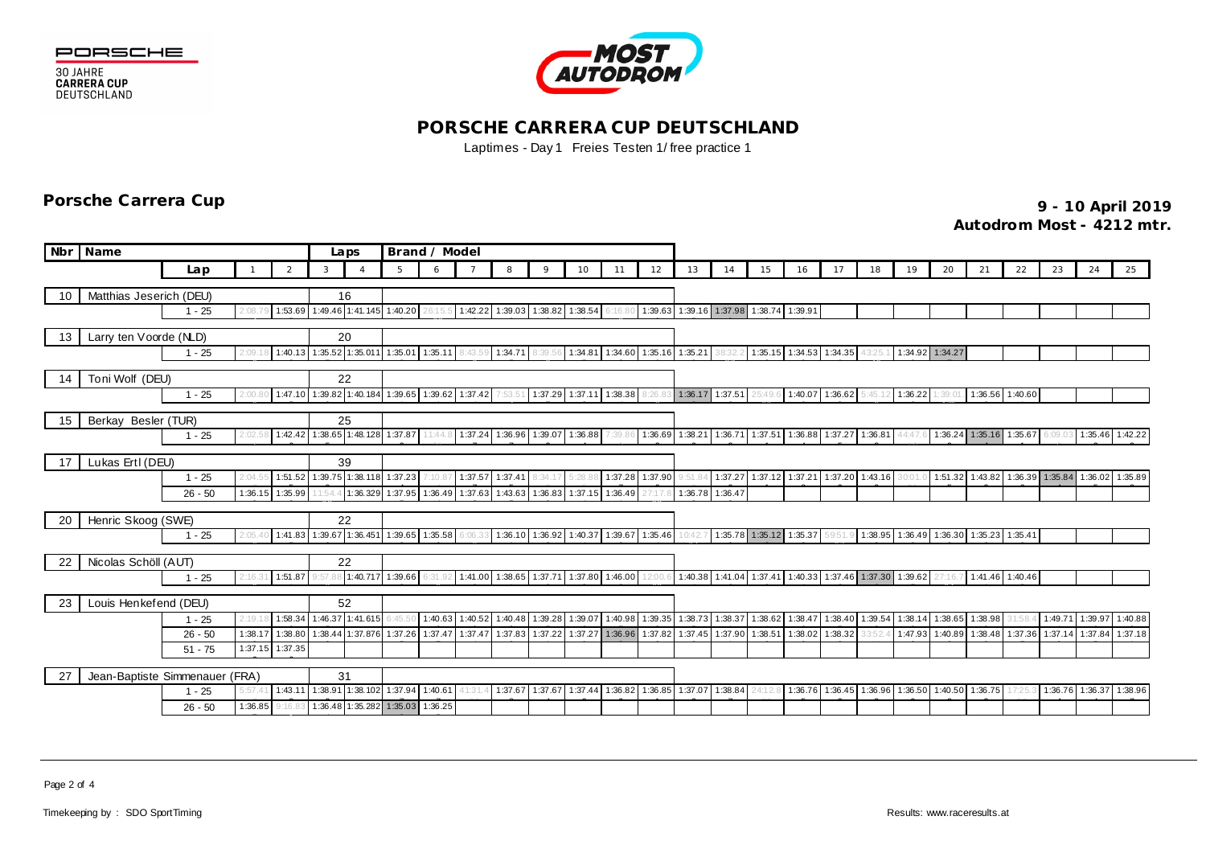# PORSCHE CARRERA CUP DEUTSCHLAND

Laptimes - Day 1 Freies Testen 1/ free practice 1

## Porsche Carrera Cup

**9 - 10 April 2019**
**Autodrom Most - 4212 mtr.**

| Nbr | Name | Lap | 1 | 2 | 3 | 4 | 5 | 6 | 7 | 8 | 9 | 10 | 11 | 12 | 13 | 14 | 15 | 16 | 17 | 18 | 19 | 20 | 21 | 22 | 23 | 24 | 25 |
|---|---|---|---|---|---|---|---|---|---|---|---|---|---|---|---|---|---|---|---|---|---|---|---|---|---|---|---|
| 10 | Matthias Jeserich (DEU) | Laps: 16 | | | | | | | | | | | | | | | | | | | | | | | | | |
| | | 1 - 25 | 2:08.79 | 1:53.69 | 1:49.46 | 1:41.145 | 1:40.20 | 26:15.5 | 1:42.22 | 1:39.03 | 1:38.82 | 1:38.54 | 6:16.80 | 1:39.63 | 1:39.16 | 1:37.98 | 1:38.74 | 1:39.91 | | | | | | | | | |
| 13 | Larry ten Voorde (NLD) | Laps: 20 | | | | | | | | | | | | | | | | | | | | | | | | | |
| | | 1 - 25 | 2:09.18 | 1:40.13 | 1:35.52 | 1:35.011 | 1:35.01 | 1:35.11 | 8:43.59 | 1:34.71 | 8:39.56 | 1:34.81 | 1:34.60 | 1:35.16 | 1:35.21 | 38:32.2 | 1:35.15 | 1:34.53 | 1:34.35 | 43:25.1 | 1:34.92 | 1:34.27 | | | | | |
| 14 | Toni Wolf (DEU) | Laps: 22 | | | | | | | | | | | | | | | | | | | | | | | | | |
| | | 1 - 25 | 2:00.80 | 1:47.10 | 1:39.82 | 1:40.184 | 1:39.65 | 1:39.62 | 1:37.42 | 7:53.51 | 1:37.29 | 1:37.11 | 1:38.38 | 8:26.83 | 1:36.17 | 1:37.51 | 25:49.6 | 1:40.07 | 1:36.62 | 5:45.12 | 1:36.22 | 1:39.01 | 1:36.56 | 1:40.60 | | | |
| 15 | Berkay Besler (TUR) | Laps: 25 | | | | | | | | | | | | | | | | | | | | | | | | | |
| | | 1 - 25 | 2:02.58 | 1:42.42 | 1:38.65 | 1:48.128 | 1:37.87 | 11:44.8 | 1:37.24 | 1:36.96 | 1:39.07 | 1:36.88 | 7:39.86 | 1:36.69 | 1:38.21 | 1:36.71 | 1:37.51 | 1:36.88 | 1:37.27 | 1:36.81 | 44:47.6 | 1:36.24 | 1:35.16 | 1:35.67 | 6:09.03 | 1:35.46 | 1:42.22 |
| 17 | Lukas Ertl (DEU) | Laps: 39 | | | | | | | | | | | | | | | | | | | | | | | | | |
| | | 1 - 25 | 2:04.55 | 1:51.52 | 1:39.75 | 1:38.118 | 1:37.23 | 7:10.87 | 1:37.57 | 1:37.41 | 8:34.17 | 5:28.88 | 1:37.28 | 1:37.90 | 9:51.84 | 1:37.27 | 1:37.12 | 1:37.21 | 1:37.20 | 1:43.16 | 30:01.0 | 1:51.32 | 1:43.82 | 1:36.39 | 1:35.84 | 1:36.02 | 1:35.89 |
| | | 26 - 50 | 1:36.15 | 1:35.99 | 11:54.4 | 1:36.329 | 1:37.95 | 1:36.49 | 1:37.63 | 1:43.63 | 1:36.83 | 1:37.15 | 1:36.49 | 27:17.8 | 1:36.78 | 1:36.47 | | | | | | | | | | | |
| 20 | Henric Skoog (SWE) | Laps: 22 | | | | | | | | | | | | | | | | | | | | | | | | | |
| | | 1 - 25 | 2:05.40 | 1:41.83 | 1:39.67 | 1:36.451 | 1:39.65 | 1:35.58 | 6:06.33 | 1:36.10 | 1:36.92 | 1:40.37 | 1:39.67 | 1:35.46 | 10:42.7 | 1:35.78 | 1:35.12 | 1:35.37 | 59:51.9 | 1:38.95 | 1:36.49 | 1:36.30 | 1:35.23 | 1:35.41 | | | |
| 22 | Nicolas Schöll (AUT) | Laps: 22 | | | | | | | | | | | | | | | | | | | | | | | | | |
| | | 1 - 25 | 2:16.31 | 1:51.87 | 9:57.88 | 1:40.717 | 1:39.66 | 6:31.92 | 1:41.00 | 1:38.65 | 1:37.71 | 1:37.80 | 1:46.00 | 12:00.6 | 1:40.38 | 1:41.04 | 1:37.41 | 1:40.33 | 1:37.46 | 1:37.30 | 1:39.62 | 27:16.7 | 1:41.46 | 1:40.46 | | | |
| 23 | Louis Henkefend (DEU) | Laps: 52 | | | | | | | | | | | | | | | | | | | | | | | | | |
| | | 1 - 25 | 2:19.18 | 1:58.34 | 1:46.37 | 1:41.615 | 6:45.50 | 1:40.63 | 1:40.52 | 1:40.48 | 1:39.28 | 1:39.07 | 1:40.98 | 1:39.35 | 1:38.73 | 1:38.37 | 1:38.62 | 1:38.47 | 1:38.40 | 1:39.54 | 1:38.14 | 1:38.65 | 1:38.98 | 31:58.4 | 1:49.71 | 1:39.97 | 1:40.88 |
| | | 26 - 50 | 1:38.17 | 1:38.80 | 1:38.44 | 1:37.876 | 1:37.26 | 1:37.47 | 1:37.47 | 1:37.83 | 1:37.22 | 1:37.27 | 1:36.96 | 1:37.82 | 1:37.45 | 1:37.90 | 1:38.51 | 1:38.02 | 1:38.32 | 33:52.4 | 1:47.93 | 1:40.89 | 1:38.48 | 1:37.36 | 1:37.14 | 1:37.84 | 1:37.18 |
| | | 51 - 75 | 1:37.15 | 1:37.35 | | | | | | | | | | | | | | | | | | | | | | | |
| 27 | Jean-Baptiste Simmenauer (FRA) | Laps: 31 | | | | | | | | | | | | | | | | | | | | | | | | | |
| | | 1 - 25 | 5:57.41 | 1:43.11 | 1:38.91 | 1:38.102 | 1:37.94 | 1:40.61 | 41:31.4 | 1:37.67 | 1:37.67 | 1:37.44 | 1:36.82 | 1:36.85 | 1:37.07 | 1:38.84 | 24:12.8 | 1:36.76 | 1:36.45 | 1:36.96 | 1:36.50 | 1:40.50 | 1:36.75 | 17:25.3 | 1:36.76 | 1:36.37 | 1:38.96 |
| | | 26 - 50 | 1:36.85 | 9:16.83 | 1:36.48 | 1:35.282 | 1:35.03 | 1:36.25 | | | | | | | | | | | | | | | | | | | |

Timekeeping by : SDO SportTiming

Results: www.raceresults.at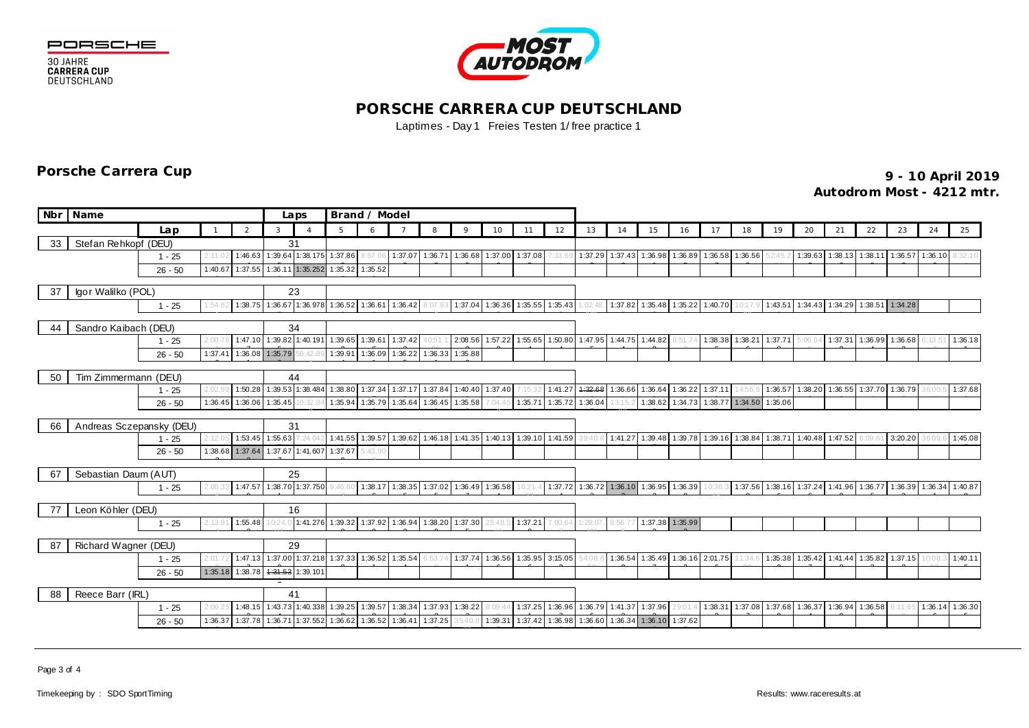# PORSCHE CARRERA CUP DEUTSCHLAND

Laptimes - Day 1 Freies Testen 1/ free practice 1

## Porsche Carrera Cup

**9 - 10 April 2019**
**Autodrom Most - 4212 mtr.**

| Nbr | Name | Lap | 1 | 2 | 3 | 4 | 5 | 6 | 7 | 8 | 9 | 10 | 11 | 12 | 13 | 14 | 15 | 16 | 17 | 18 | 19 | 20 | 21 | 22 | 23 | 24 | 25 |
|---|---|---|---|---|---|---|---|---|---|---|---|---|---|---|---|---|---|---|---|---|---|---|---|---|---|---|---|
| 33 | Stefan Rehkopf (DEU) | Laps: 31 | | | | | | | | | | | | | | | | | | | | | | | | | |
| | | 1 - 25 | 2:11.02 | 1:46.63 | 1:39.64 | 1:38.175 | 1:37.86 | 8:57.06 | 1:37.07 | 1:36.71 | 1:36.68 | 1:37.00 | 1:37.08 | 7:33.69 | 1:37.29 | 1:37.43 | 1:36.98 | 1:36.89 | 1:36.58 | 1:36.56 | 52:45.2 | 1:39.63 | 1:38.13 | 1:38.11 | 1:36.57 | 1:36.10 | 8:32.10 |
| | | 26 - 50 | 1:40.67 | 1:37.55 | 1:36.11 | 1:35.252 | 1:35.32 | 1:35.52 | | | | | | | | | | | | | | | | | | | |
| 37 | Igor Walilko (POL) | Laps: 23 | | | | | | | | | | | | | | | | | | | | | | | | | |
| | | 1 - 25 | 1:54.82 | 1:38.75 | 1:36.67 | 1:36.978 | 1:36.52 | 1:36.61 | 1:36.42 | 8:07.93 | 1:37.04 | 1:36.36 | 1:35.55 | 1:35.43 | 1:02:48. | 1:37.82 | 1:35.48 | 1:35.22 | 1:40.70 | 10:17.9 | 1:43.51 | 1:34.43 | 1:34.29 | 1:38.51 | 1:34.28 | | |
| 44 | Sandro Kaibach (DEU) | Laps: 34 | | | | | | | | | | | | | | | | | | | | | | | | | |
| | | 1 - 25 | 2:00.78 | 1:47.10 | 1:39.82 | 1:40.191 | 1:39.65 | 1:39.61 | 1:37.42 | 40:51.1 | 2:08.56 | 1:57.22 | 1:55.65 | 1:50.80 | 1:47.95 | 1:44.75 | 1:44.82 | 8:51.74 | 1:38.38 | 1:38.21 | 1:37.71 | 5:06.94 | 1:37.31 | 1:36.99 | 1:36.68 | 6:13.51 | 1:36.18 |
| | | 26 - 50 | 1:37.41 | 1:36.08 | 1:35.79 | 50:42.89 | 1:39.91 | 1:36.09 | 1:36.22 | 1:36.33 | 1:35.88 | | | | | | | | | | | | | | | | |
| 50 | Tim Zimmermann (DEU) | Laps: 44 | | | | | | | | | | | | | | | | | | | | | | | | | |
| | | 1 - 25 | 2:02.99 | 1:50.28 | 1:39.53 | 1:38.484 | 1:38.80 | 1:37.34 | 1:37.17 | 1:37.84 | 1:40.40 | 1:37.40 | 7:15.32 | 1:41.27 | ~~1:32.68~~ | 1:36.66 | 1:36.64 | 1:36.22 | 1:37.11 | 14:56.6 | 1:36.57 | 1:38.20 | 1:36.55 | 1:37.70 | 1:36.79 | 36:00.5 | 1:37.68 |
| | | 26 - 50 | 1:36.45 | 1:36.06 | 1:35.45 | 10:32.84 | 1:35.94 | 1:35.79 | 1:35.64 | 1:36.45 | 1:35.58 | 7:04.45 | 1:35.71 | 1:35.72 | 1:36.04 | 13:15.2 | 1:38.62 | 1:34.73 | 1:38.77 | 1:34.50 | 1:35.06 | | | | | | |
| 66 | Andreas Sczepansky (DEU) | Laps: 31 | | | | | | | | | | | | | | | | | | | | | | | | | |
| | | 1 - 25 | 2:12.05 | 1:53.45 | 1:55.63 | 7:24.042 | 1:41.55 | 1:39.57 | 1:39.62 | 1:46.18 | 1:41.35 | 1:40.13 | 1:39.10 | 1:41.59 | 39:40.8 | 1:41.27 | 1:39.48 | 1:39.78 | 1:39.16 | 1:38.84 | 1:38.71 | 1:40.48 | 1:47.52 | 6:09.61 | 3:20.20 | 36:09.6 | 1:45.08 |
| | | 26 - 50 | 1:38.68 | 1:37.64 | 1:37.67 | 1:41.607 | 1:37.67 | 5:43.90 | | | | | | | | | | | | | | | | | | | |
| 67 | Sebastian Daum (AUT) | Laps: 25 | | | | | | | | | | | | | | | | | | | | | | | | | |
| | | 1 - 25 | 2:08.32 | 1:47.57 | 1:38.70 | 1:37.750 | 9:46.60 | 1:38.17 | 1:38.35 | 1:37.02 | 1:36.49 | 1:36.58 | 16:21.4 | 1:37.72 | 1:36.72 | 1:36.10 | 1:36.95 | 1:36.39 | 10:38.3 | 1:37.56 | 1:38.16 | 1:37.24 | 1:41.96 | 1:36.77 | 1:36.39 | 1:36.34 | 1:40.87 |
| 77 | Leon Köhler (DEU) | Laps: 16 | | | | | | | | | | | | | | | | | | | | | | | | | |
| | | 1 - 25 | 2:13.91 | 1:55.48 | 10:24.0 | 1:41.276 | 1:39.32 | 1:37.92 | 1:36.94 | 1:38.20 | 1:37.30 | 25:48.5 | 1:37.21 | 7:00.64 | 1:29:07. | 8:56.77 | 1:37.38 | 1:35.99 | | | | | | | | | |
| 87 | Richard Wagner (DEU) | Laps: 29 | | | | | | | | | | | | | | | | | | | | | | | | | |
| | | 1 - 25 | 2:01.72 | 1:47.13 | 1:37.00 | 1:37.218 | 1:37.33 | 1:36.52 | 1:35.54 | 6:53.74 | 1:37.74 | 1:36.56 | 1:35.95 | 3:15.05 | 54:08.8 | 1:36.54 | 1:35.49 | 1:36.16 | 2:01.75 | 11:34.6 | 1:35.38 | 1:35.42 | 1:41.44 | 1:35.82 | 1:37.15 | 10:08.3 | 1:40.11 |
| | | 26 - 50 | 1:35.18 | 1:38.78 | ~~1:31.53~~ | 1:39.101 | | | | | | | | | | | | | | | | | | | | | |
| 88 | Reece Barr (IRL) | Laps: 41 | | | | | | | | | | | | | | | | | | | | | | | | | |
| | | 1 - 25 | 2:06.25 | 1:48.15 | 1:43.73 | 1:40.338 | 1:39.25 | 1:39.57 | 1:38.34 | 1:37.93 | 1:38.22 | 8:09.44 | 1:37.25 | 1:36.96 | 1:36.79 | 1:41.37 | 1:37.96 | 29:01.4 | 1:38.31 | 1:37.08 | 1:37.68 | 1:36.37 | 1:36.94 | 1:36.58 | 6:11.65 | 1:36.14 | 1:36.30 |
| | | 26 - 50 | 1:36.37 | 1:37.78 | 1:36.71 | 1:37.552 | 1:36.62 | 1:36.52 | 1:36.41 | 1:37.25 | 35:40.8 | 1:39.31 | 1:37.42 | 1:36.98 | 1:36.60 | 1:36.34 | 1:36.10 | 1:37.62 | | | | | | | | | |

Timekeeping by : SDO SportTiming

Results: www.raceresults.at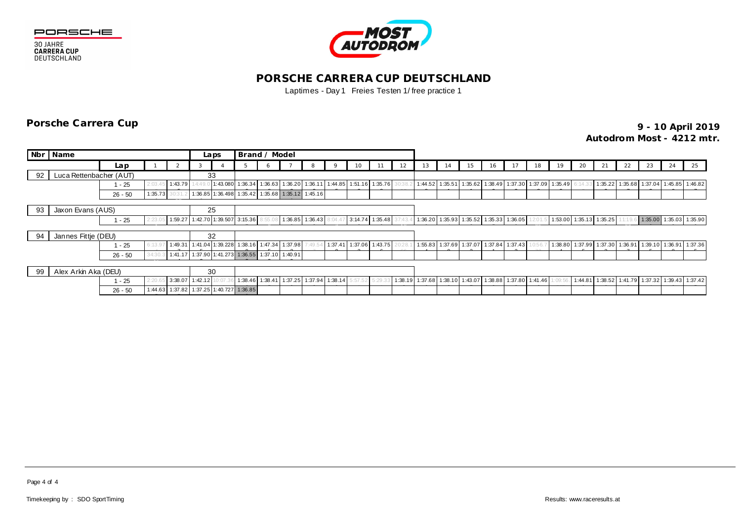PORSCHE

30 JAHRE
CARRERA CUP
DEUTSCHLAND

MOST AUTODROM

# PORSCHE CARRERA CUP DEUTSCHLAND

Laptimes - Day 1 Freies Testen 1/ free practice 1

## Porsche Carrera Cup

**9 - 10 April 2019**
**Autodrom Most - 4212 mtr.**

| Nbr | Name | Lap | 1 | 2 | 3 | 4 | 5 | 6 | 7 | 8 | 9 | 10 | 11 | 12 | 13 | 14 | 15 | 16 | 17 | 18 | 19 | 20 | 21 | 22 | 23 | 24 | 25 |
|---|---|---|---|---|---|---|---|---|---|---|---|---|---|---|---|---|---|---|---|---|---|---|---|---|---|---|---|
| 92 | Luca Rettenbacher (AUT) | Laps: 33 | | | | | | | | | | | | | | | | | | | | | | | | | |
| | | 1 - 25 | 2:03.45 | 1:43.79 | 14:49.0 | 1:43.080 | 1:36.34 | 1:36.63 | 1:36.20 | 1:36.11 | 1:44.85 | 1:51.16 | 1:35.76 | 30:38.2 | 1:44.52 | 1:35.51 | 1:35.62 | 1:38.49 | 1:37.30 | 1:37.09 | 1:35.49 | 6:14.33 | 1:35.22 | 1:35.68 | 1:37.04 | 1:45.85 | 1:46.82 |
| | | 26 - 50 | 1:35.73 | 30:31.2 | 1:36.85 | 1:36.498 | 1:35.42 | 1:35.68 | 1:35.12 | 1:45.16 | | | | | | | | | | | | | | | | | |
| 93 | Jaxon Evans (AUS) | Laps: 25 | | | | | | | | | | | | | | | | | | | | | | | | | |
| | | 1 - 25 | 2:23.05 | 1:59.27 | 1:42.70 | 1:39.507 | 3:15.36 | 8:55.08 | 1:36.85 | 1:36.43 | 8:04.47 | 3:14.74 | 1:35.48 | 37:43.4 | 1:36.20 | 1:35.93 | 1:35.52 | 1:35.33 | 1:36.05 | 12:01.5 | 1:53.00 | 1:35.13 | 1:35.25 | 11:19.6 | 1:35.00 | 1:35.03 | 1:35.90 |
| 94 | Jannes Fittje (DEU) | Laps: 32 | | | | | | | | | | | | | | | | | | | | | | | | | |
| | | 1 - 25 | 6:13.97 | 1:49.31 | 1:41.04 | 1:39.228 | 1:38.16 | 1:47.34 | 1:37.98 | 7:49.54 | 1:37.41 | 1:37.06 | 1:43.75 | 20:28.1 | 1:55.83 | 1:37.69 | 1:37.07 | 1:37.84 | 1:37.43 | 10:56.7 | 1:38.80 | 1:37.99 | 1:37.30 | 1:36.91 | 1:39.10 | 1:36.91 | 1:37.36 |
| | | 26 - 50 | 34:30.3 | 1:41.17 | 1:37.90 | 1:41.273 | 1:36.55 | 1:37.10 | 1:40.91 | | | | | | | | | | | | | | | | | | |
| 99 | Alex Arkin Aka (DEU) | Laps: 30 | | | | | | | | | | | | | | | | | | | | | | | | | |
| | | 1 - 25 | 2:20.65 | 3:38.07 | 1:42.12 | 10:07.36 | 1:38.46 | 1:38.41 | 1:37.25 | 1:37.94 | 1:38.14 | 5:57.52 | 5:29.33 | 1:38.19 | 1:37.68 | 1:38.10 | 1:43.07 | 1:38.88 | 1:37.80 | 1:41.46 | 1:09:56. | 1:44.81 | 1:38.52 | 1:41.79 | 1:37.32 | 1:39.43 | 1:37.42 |
| | | 26 - 50 | 1:44.63 | 1:37.82 | 1:37.25 | 1:40.727 | 1:36.85 | | | | | | | | | | | | | | | | | | | | |

Timekeeping by : SDO SportTiming

Results: www.raceresults.at